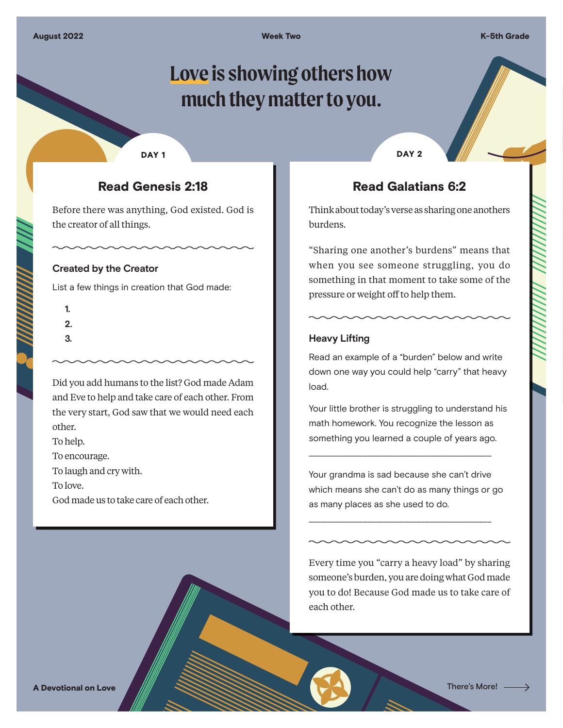# Love is showing others how much they matter to you.

## DAY 1

### Read Genesis 2:18

Before there was anything, God existed. God is the creator of all things.

#### Created by the Creator

List a few things in creation that God made:

1.
2.
3.

Did you add humans to the list? God made Adam and Eve to help and take care of each other. From the very start, God saw that we would need each other.
To help.
To encourage.
To laugh and cry with.
To love.
God made us to take care of each other.

## DAY 2

### Read Galatians 6:2

Think about today's verse as sharing one anothers burdens.

"Sharing one another's burdens" means that when you see someone struggling, you do something in that moment to take some of the pressure or weight off to help them.

#### Heavy Lifting

Read an example of a "burden" below and write down one way you could help "carry" that heavy load.

Your little brother is struggling to understand his math homework. You recognize the lesson as something you learned a couple of years ago.

\_\_\_\_\_\_\_\_\_\_\_\_\_\_\_\_\_\_\_\_\_\_\_\_\_\_\_\_\_\_\_\_\_\_\_\_\_\_\_\_

Your grandma is sad because she can't drive which means she can't do as many things or go as many places as she used to do.

\_\_\_\_\_\_\_\_\_\_\_\_\_\_\_\_\_\_\_\_\_\_\_\_\_\_\_\_\_\_\_\_\_\_\_\_\_\_\_\_

Every time you "carry a heavy load" by sharing someone's burden, you are doing what God made you to do! Because God made us to take care of each other.

There's More! →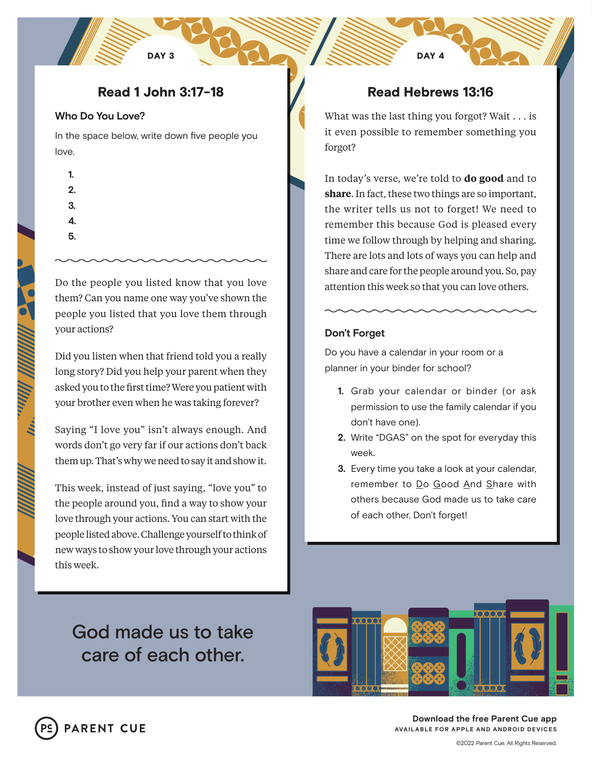DAY 3

## Read 1 John 3:17-18

### Who Do You Love?

In the space below, write down five people you love.

1.
2.
3.
4.
5.

Do the people you listed know that you love them? Can you name one way you've shown the people you listed that you love them through your actions?

Did you listen when that friend told you a really long story? Did you help your parent when they asked you to the first time? Were you patient with your brother even when he was taking forever?

Saying "I love you" isn't always enough. And words don't go very far if our actions don't back them up. That's why we need to say it and show it.

This week, instead of just saying, "love you" to the people around you, find a way to show your love through your actions. You can start with the people listed above. Challenge yourself to think of new ways to show your love through your actions this week.

DAY 4

## Read Hebrews 13:16

What was the last thing you forgot? Wait . . . is it even possible to remember something you forgot?

In today's verse, we're told to **do good** and to **share**. In fact, these two things are so important, the writer tells us not to forget! We need to remember this because God is pleased every time we follow through by helping and sharing. There are lots and lots of ways you can help and share and care for the people around you. So, pay attention this week so that you can love others.

### Don't Forget

Do you have a calendar in your room or a planner in your binder for school?

1. Grab your calendar or binder (or ask permission to use the family calendar if you don't have one).
2. Write "DGAS" on the spot for everyday this week.
3. Every time you take a look at your calendar, remember to Do Good And Share with others because God made us to take care of each other. Don't forget!

God made us to take care of each other.

PARENT CUE

Download the free Parent Cue app
AVAILABLE FOR APPLE AND ANDROID DEVICES

©2022 Parent Cue. All Rights Reserved.